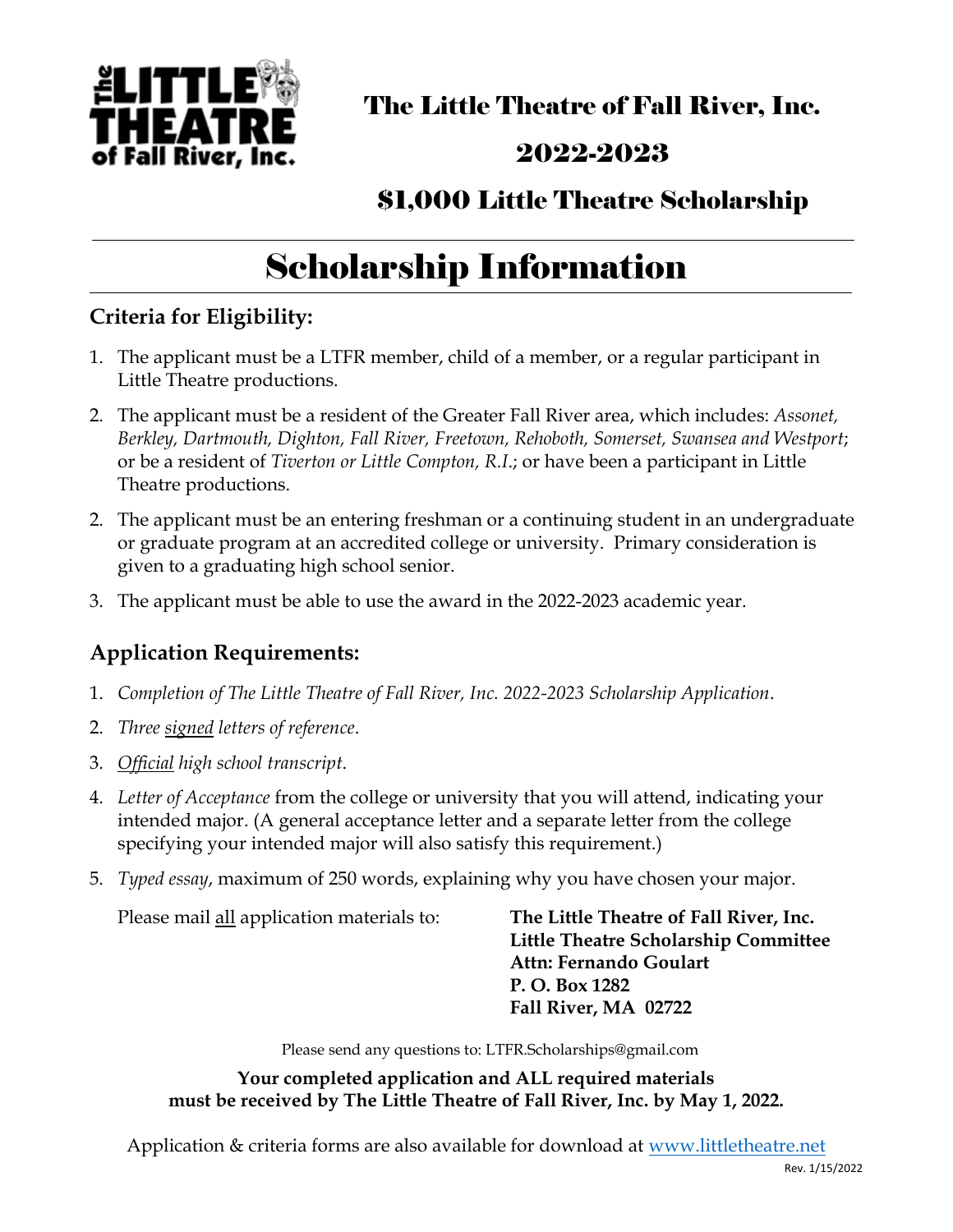# The Little Theatre of Fall River, Inc.

# 2022-2023

# $1,000 Little Theatre Scholarship

# Scholarship Information

## Criteria for Eligibility:

1. The applicant must be a LTFR member, child of a member, or a regular participant in Little Theatre productions.
2. The applicant must be a resident of the Greater Fall River area, which includes: *Assonet, Berkley, Dartmouth, Dighton, Fall River, Freetown, Rehoboth, Somerset, Swansea and Westport*; or be a resident of *Tiverton or Little Compton, R.I.*; or have been a participant in Little Theatre productions.
2. The applicant must be an entering freshman or a continuing student in an undergraduate or graduate program at an accredited college or university. Primary consideration is given to a graduating high school senior.
3. The applicant must be able to use the award in the 2022-2023 academic year.

## Application Requirements:

1. *Completion of The Little Theatre of Fall River, Inc. 2022-2023 Scholarship Application*.
2. *Three signed letters of reference*.
3. *Official high school transcript*.
4. *Letter of Acceptance* from the college or university that you will attend, indicating your intended major. (A general acceptance letter and a separate letter from the college specifying your intended major will also satisfy this requirement.)
5. *Typed essay*, maximum of 250 words, explaining why you have chosen your major.

Please mail all application materials to:

**The Little Theatre of Fall River, Inc.**
**Little Theatre Scholarship Committee**
**Attn: Fernando Goulart**
**P. O. Box 1282**
**Fall River, MA 02722**

Please send any questions to: LTFR.Scholarships@gmail.com

**Your completed application and ALL required materials must be received by The Little Theatre of Fall River, Inc. by May 1, 2022.**

Application & criteria forms are also available for download at www.littletheatre.net

Rev. 1/15/2022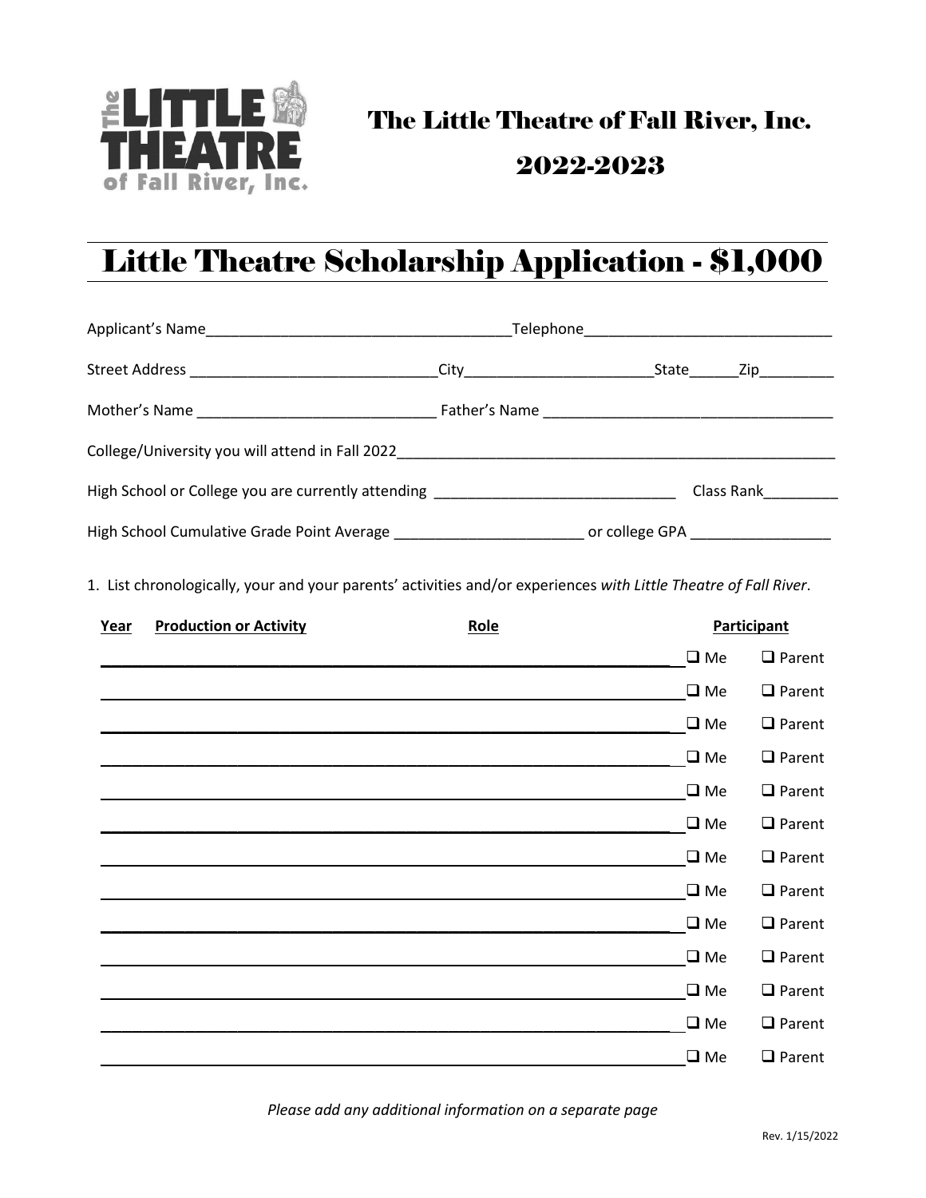The Little Theatre of Fall River, Inc.

2022-2023

# Little Theatre Scholarship Application - $1,000

Applicant's Name_____________________________________Telephone_____________________________

Street Address _____________________________City______________________State______Zip_________

Mother's Name _____________________________ Father's Name __________________________________

College/University you will attend in Fall 2022_____________________________________________________

High School or College you are currently attending _____________________________ Class Rank_________

High School Cumulative Grade Point Average _______________________ or college GPA _________________

1. List chronologically, your and your parents' activities and/or experiences *with Little Theatre of Fall River*.

| Year | Production or Activity | Role | Participant | |
|---|---|---|---|---|
| | | | ❑ Me | ❑ Parent |
| | | | ❑ Me | ❑ Parent |
| | | | ❑ Me | ❑ Parent |
| | | | ❑ Me | ❑ Parent |
| | | | ❑ Me | ❑ Parent |
| | | | ❑ Me | ❑ Parent |
| | | | ❑ Me | ❑ Parent |
| | | | ❑ Me | ❑ Parent |
| | | | ❑ Me | ❑ Parent |
| | | | ❑ Me | ❑ Parent |
| | | | ❑ Me | ❑ Parent |
| | | | ❑ Me | ❑ Parent |
| | | | ❑ Me | ❑ Parent |

*Please add any additional information on a separate page*

Rev. 1/15/2022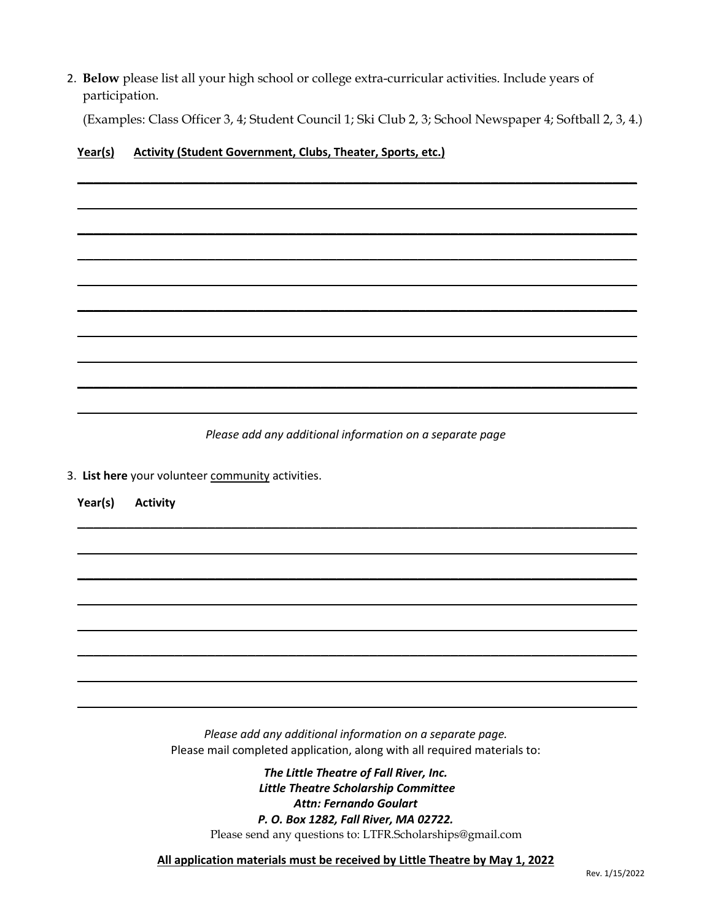2. **Below** please list all your high school or college extra-curricular activities. Include years of participation.

   (Examples: Class Officer 3, 4; Student Council 1; Ski Club 2, 3; School Newspaper 4; Softball 2, 3, 4.)

   **Year(s)** **Activity (Student Government, Clubs, Theater, Sports, etc.)**

   ___________________________________________________________________________

   ___________________________________________________________________________

   ___________________________________________________________________________

   ___________________________________________________________________________

   ___________________________________________________________________________

   ___________________________________________________________________________

   ___________________________________________________________________________

   ___________________________________________________________________________

   ___________________________________________________________________________

   ___________________________________________________________________________

   *Please add any additional information on a separate page*

3. **List here** your volunteer community activities.

   **Year(s)** **Activity**

   ___________________________________________________________________________

   ___________________________________________________________________________

   ___________________________________________________________________________

   ___________________________________________________________________________

   ___________________________________________________________________________

   ___________________________________________________________________________

   ___________________________________________________________________________

   ___________________________________________________________________________

*Please add any additional information on a separate page.*

Please mail completed application, along with all required materials to:

***The Little Theatre of Fall River, Inc.***
***Little Theatre Scholarship Committee***
***Attn: Fernando Goulart***
***P. O. Box 1282, Fall River, MA 02722.***

Please send any questions to: LTFR.Scholarships@gmail.com

**All application materials must be received by Little Theatre by May 1, 2022**

Rev. 1/15/2022